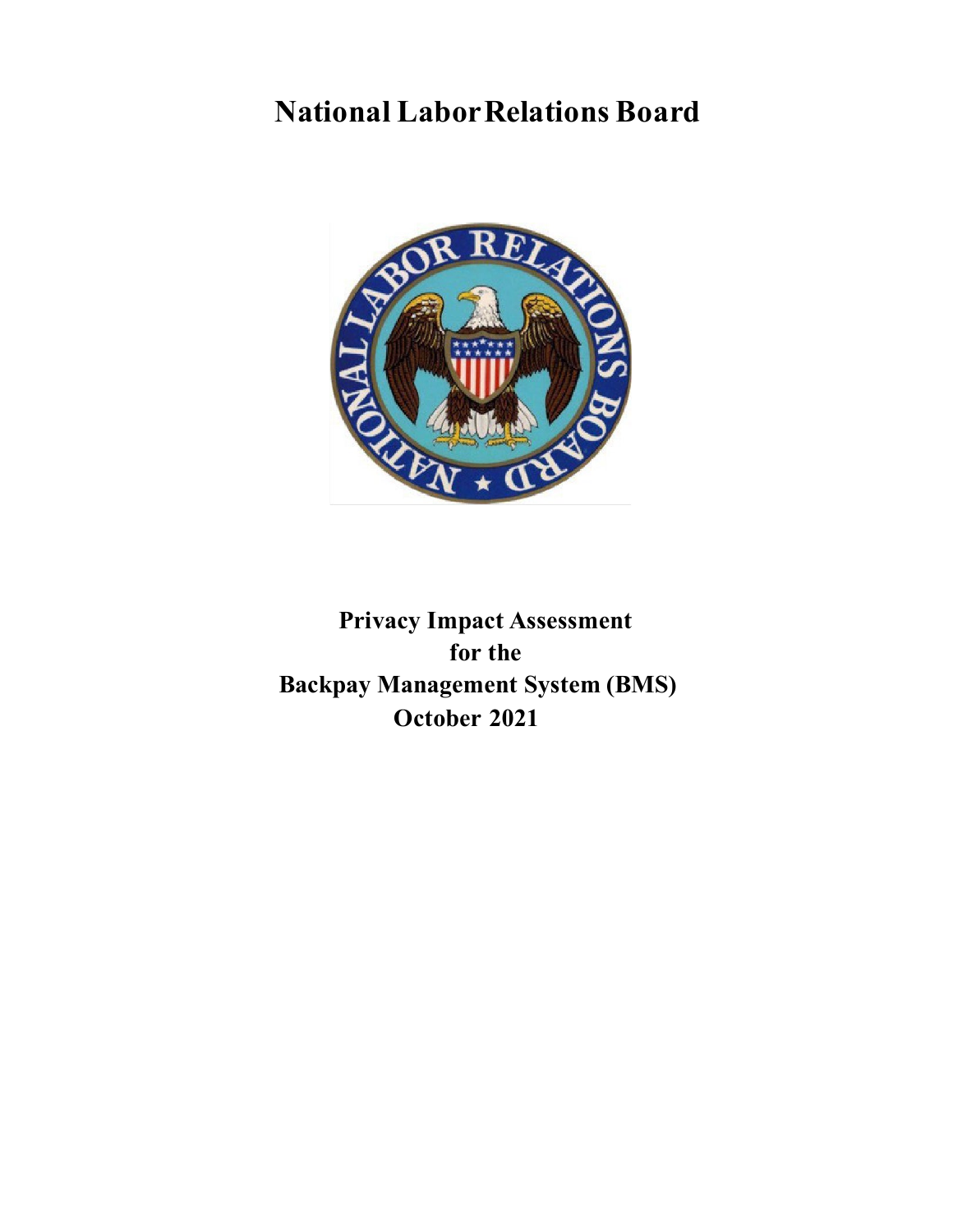# National Labor Relations Board

**Privacy Impact Assessment**
**for the**
**Backpay Management System (BMS)**
**October 2021**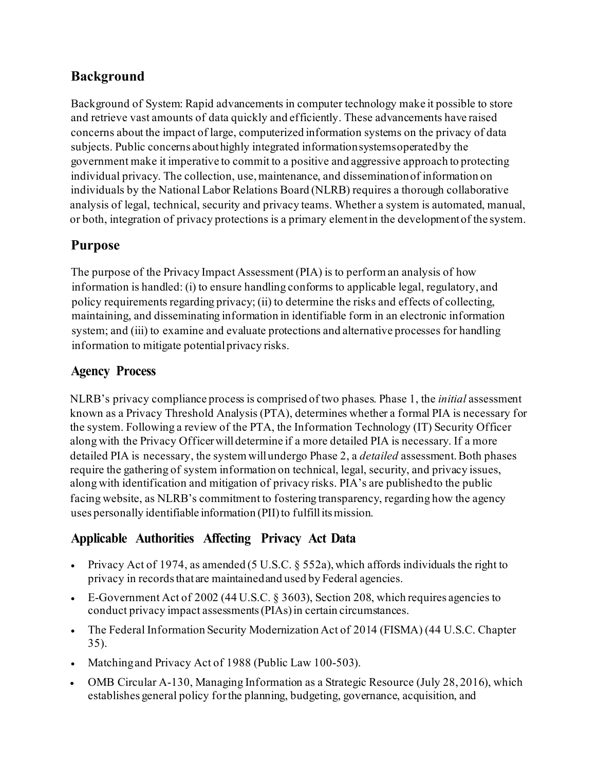## Background

Background of System: Rapid advancements in computer technology make it possible to store and retrieve vast amounts of data quickly and efficiently. These advancements have raised concerns about the impact of large, computerized information systems on the privacy of data subjects. Public concerns about highly integrated information systems operated by the government make it imperative to commit to a positive and aggressive approach to protecting individual privacy. The collection, use, maintenance, and dissemination of information on individuals by the National Labor Relations Board (NLRB) requires a thorough collaborative analysis of legal, technical, security and privacy teams. Whether a system is automated, manual, or both, integration of privacy protections is a primary element in the development of the system.

## Purpose

The purpose of the Privacy Impact Assessment (PIA) is to perform an analysis of how information is handled: (i) to ensure handling conforms to applicable legal, regulatory, and policy requirements regarding privacy; (ii) to determine the risks and effects of collecting, maintaining, and disseminating information in identifiable form in an electronic information system; and (iii) to examine and evaluate protections and alternative processes for handling information to mitigate potential privacy risks.

## Agency Process

NLRB's privacy compliance process is comprised of two phases. Phase 1, the *initial* assessment known as a Privacy Threshold Analysis (PTA), determines whether a formal PIA is necessary for the system. Following a review of the PTA, the Information Technology (IT) Security Officer along with the Privacy Officer will determine if a more detailed PIA is necessary. If a more detailed PIA is necessary, the system will undergo Phase 2, a *detailed* assessment. Both phases require the gathering of system information on technical, legal, security, and privacy issues, along with identification and mitigation of privacy risks. PIA's are published to the public facing website, as NLRB's commitment to fostering transparency, regarding how the agency uses personally identifiable information (PII) to fulfill its mission.

## Applicable Authorities Affecting Privacy Act Data

- Privacy Act of 1974, as amended (5 U.S.C. § 552a), which affords individuals the right to privacy in records that are maintained and used by Federal agencies.
- E-Government Act of 2002 (44 U.S.C. § 3603), Section 208, which requires agencies to conduct privacy impact assessments (PIAs) in certain circumstances.
- The Federal Information Security Modernization Act of 2014 (FISMA) (44 U.S.C. Chapter 35).
- Matching and Privacy Act of 1988 (Public Law 100-503).
- OMB Circular A-130, Managing Information as a Strategic Resource (July 28, 2016), which establishes general policy for the planning, budgeting, governance, acquisition, and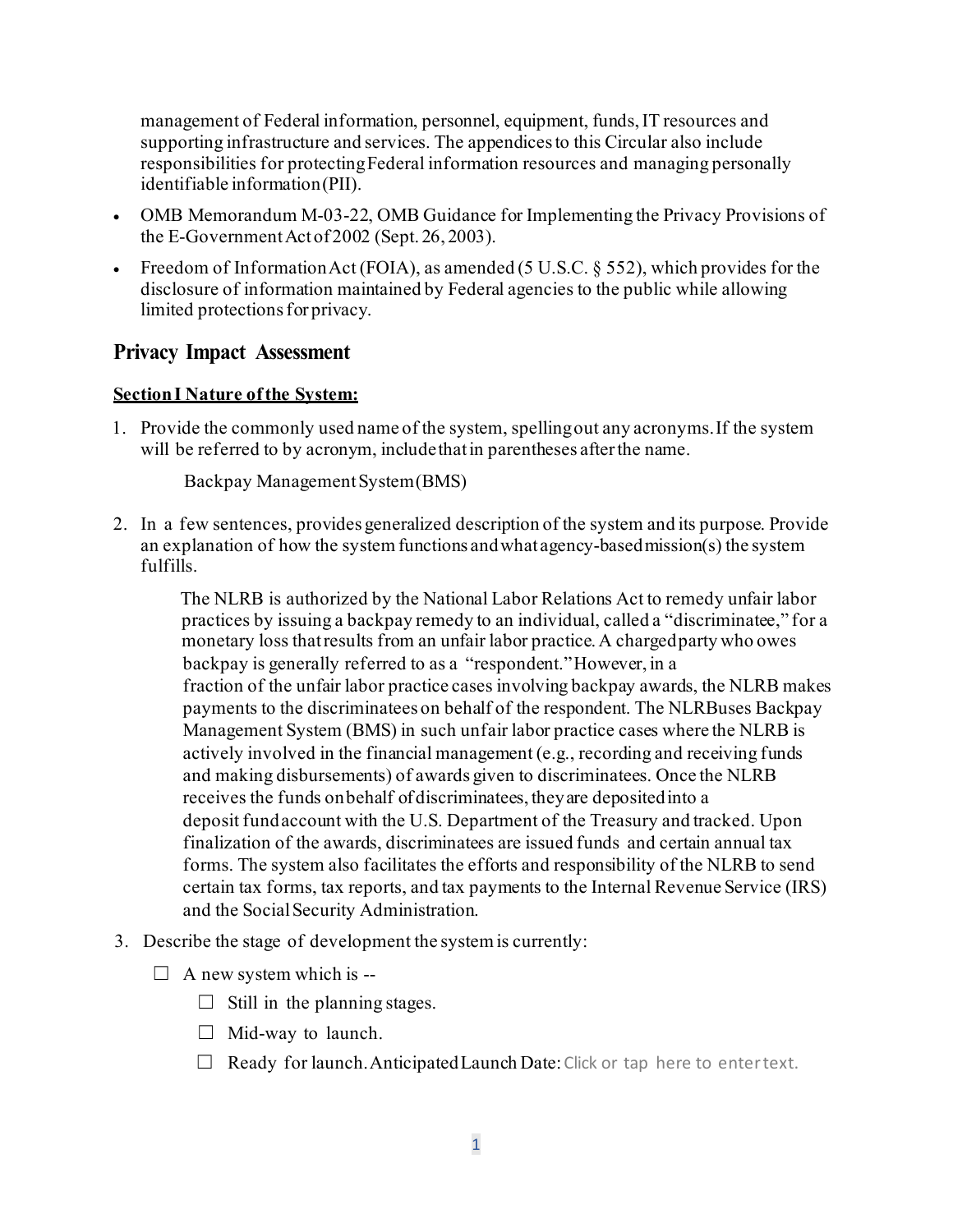management of Federal information, personnel, equipment, funds, IT resources and supporting infrastructure and services. The appendices to this Circular also include responsibilities for protecting Federal information resources and managing personally identifiable information (PII).

- OMB Memorandum M-03-22, OMB Guidance for Implementing the Privacy Provisions of the E-Government Act of 2002 (Sept. 26, 2003).
- Freedom of Information Act (FOIA), as amended (5 U.S.C. § 552), which provides for the disclosure of information maintained by Federal agencies to the public while allowing limited protections for privacy.

## Privacy Impact Assessment

**Section I Nature of the System:**

1. Provide the commonly used name of the system, spelling out any acronyms. If the system will be referred to by acronym, include that in parentheses after the name.

   Backpay Management System (BMS)

2. In a few sentences, provides generalized description of the system and its purpose. Provide an explanation of how the system functions and what agency-based mission(s) the system fulfills.

   The NLRB is authorized by the National Labor Relations Act to remedy unfair labor practices by issuing a backpay remedy to an individual, called a "discriminatee," for a monetary loss that results from an unfair labor practice. A charged party who owes backpay is generally referred to as a "respondent." However, in a fraction of the unfair labor practice cases involving backpay awards, the NLRB makes payments to the discriminatees on behalf of the respondent. The NLRBuses Backpay Management System (BMS) in such unfair labor practice cases where the NLRB is actively involved in the financial management (e.g., recording and receiving funds and making disbursements) of awards given to discriminatees. Once the NLRB receives the funds on behalf of discriminatees, they are deposited into a deposit fund account with the U.S. Department of the Treasury and tracked. Upon finalization of the awards, discriminatees are issued funds and certain annual tax forms. The system also facilitates the efforts and responsibility of the NLRB to send certain tax forms, tax reports, and tax payments to the Internal Revenue Service (IRS) and the Social Security Administration.

3. Describe the stage of development the system is currently:

   ☐ A new system which is --

   - ☐ Still in the planning stages.
   - ☐ Mid-way to launch.
   - ☐ Ready for launch. Anticipated Launch Date: Click or tap here to enter text.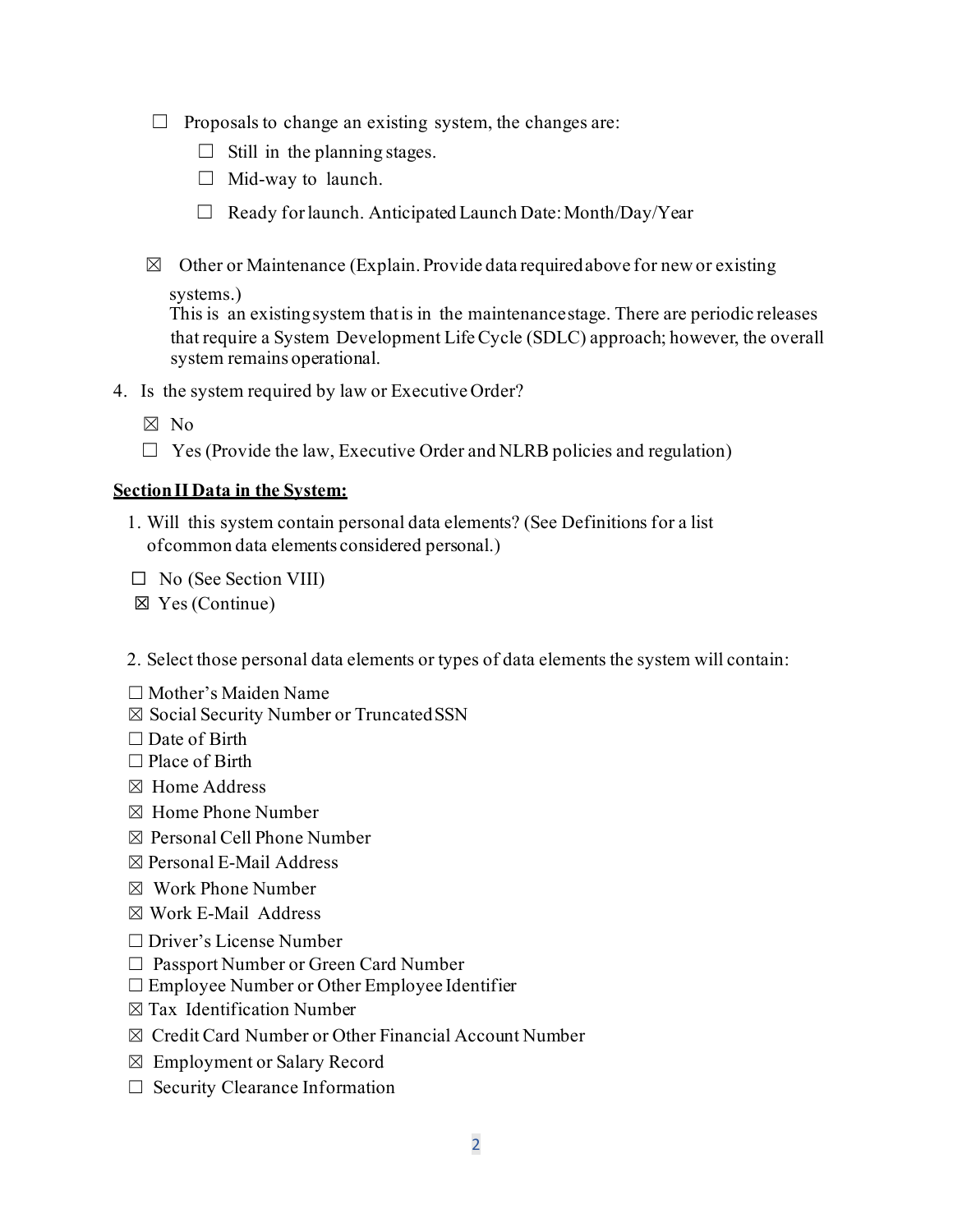☐ Proposals to change an existing system, the changes are:

  ☐ Still in the planning stages.

  ☐ Mid-way to launch.

  ☐ Ready for launch. Anticipated Launch Date: Month/Day/Year

☒ Other or Maintenance (Explain. Provide data required above for new or existing systems.)
This is an existing system that is in the maintenance stage. There are periodic releases that require a System Development Life Cycle (SDLC) approach; however, the overall system remains operational.

4. Is the system required by law or Executive Order?

☒ No

☐ Yes (Provide the law, Executive Order and NLRB policies and regulation)

**Section II Data in the System:**

1. Will this system contain personal data elements? (See Definitions for a list ofcommon data elements considered personal.)

☐ No (See Section VIII)

☒ Yes (Continue)

2. Select those personal data elements or types of data elements the system will contain:

☐ Mother's Maiden Name
☒ Social Security Number or Truncated SSN
☐ Date of Birth
☐ Place of Birth
☒ Home Address
☒ Home Phone Number
☒ Personal Cell Phone Number
☒ Personal E-Mail Address
☒ Work Phone Number
☒ Work E-Mail Address
☐ Driver's License Number
☐ Passport Number or Green Card Number
☐ Employee Number or Other Employee Identifier
☒ Tax Identification Number
☒ Credit Card Number or Other Financial Account Number
☒ Employment or Salary Record
☐ Security Clearance Information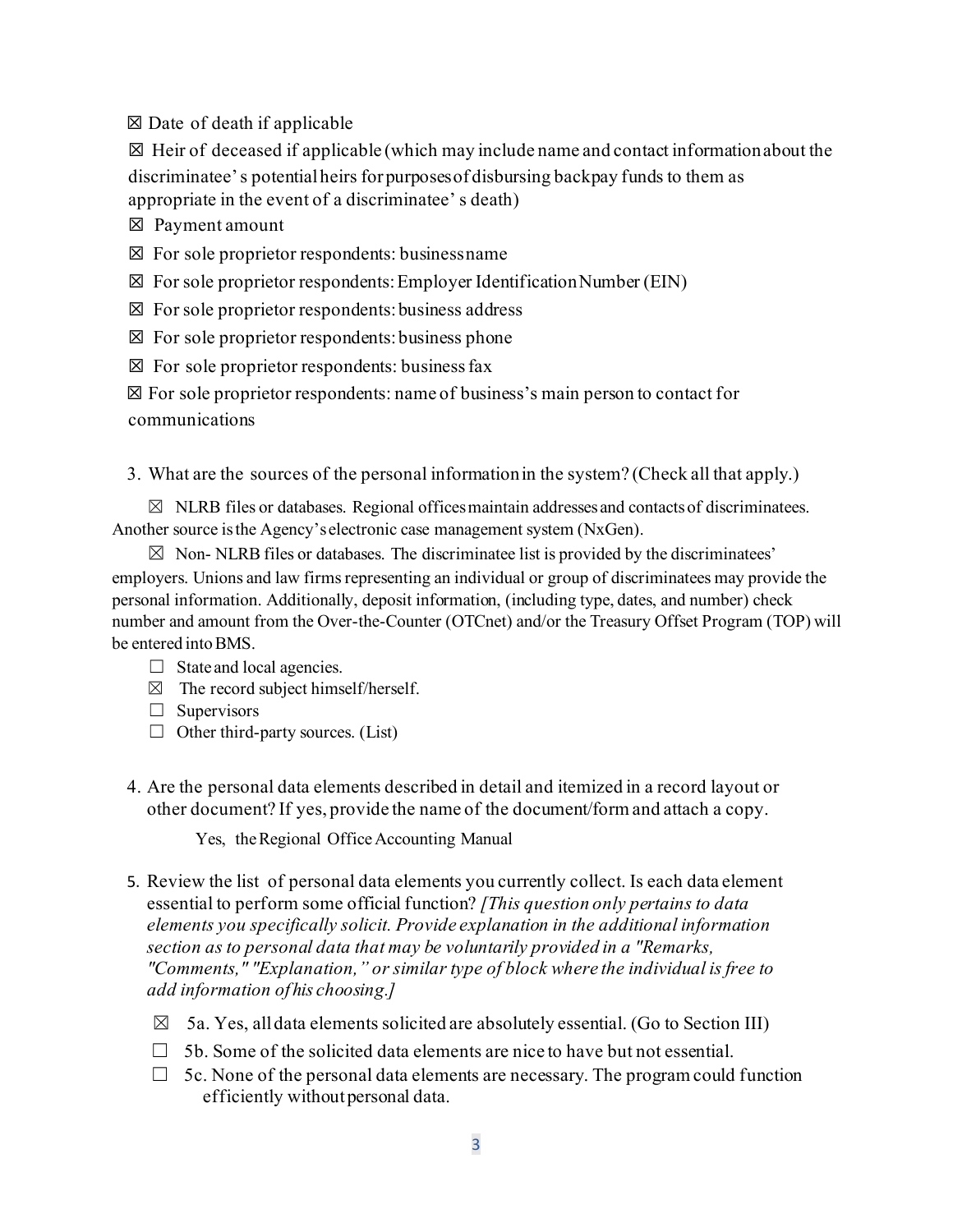☒ Date of death if applicable

☒ Heir of deceased if applicable (which may include name and contact information about the discriminatee's potential heirs for purposes of disbursing backpay funds to them as appropriate in the event of a discriminatee's death)

☒ Payment amount

☒ For sole proprietor respondents: business name

☒ For sole proprietor respondents: Employer Identification Number (EIN)

☒ For sole proprietor respondents: business address

☒ For sole proprietor respondents: business phone

☒ For sole proprietor respondents: business fax

☒ For sole proprietor respondents: name of business's main person to contact for communications

3. What are the sources of the personal information in the system? (Check all that apply.)

   ☒ NLRB files or databases. Regional offices maintain addresses and contacts of discriminatees. Another source is the Agency's electronic case management system (NxGen).

   ☒ Non- NLRB files or databases. The discriminatee list is provided by the discriminatees' employers. Unions and law firms representing an individual or group of discriminatees may provide the personal information. Additionally, deposit information, (including type, dates, and number) check number and amount from the Over-the-Counter (OTCnet) and/or the Treasury Offset Program (TOP) will be entered into BMS.

   ☐ State and local agencies.

   ☒ The record subject himself/herself.

   ☐ Supervisors

   ☐ Other third-party sources. (List)

4. Are the personal data elements described in detail and itemized in a record layout or other document? If yes, provide the name of the document/form and attach a copy.

   Yes, the Regional Office Accounting Manual

5. Review the list of personal data elements you currently collect. Is each data element essential to perform some official function? *[This question only pertains to data elements you specifically solicit. Provide explanation in the additional information section as to personal data that may be voluntarily provided in a "Remarks, "Comments," "Explanation," or similar type of block where the individual is free to add information of his choosing.]*

   ☒ 5a. Yes, all data elements solicited are absolutely essential. (Go to Section III)

   ☐ 5b. Some of the solicited data elements are nice to have but not essential.

   ☐ 5c. None of the personal data elements are necessary. The program could function efficiently without personal data.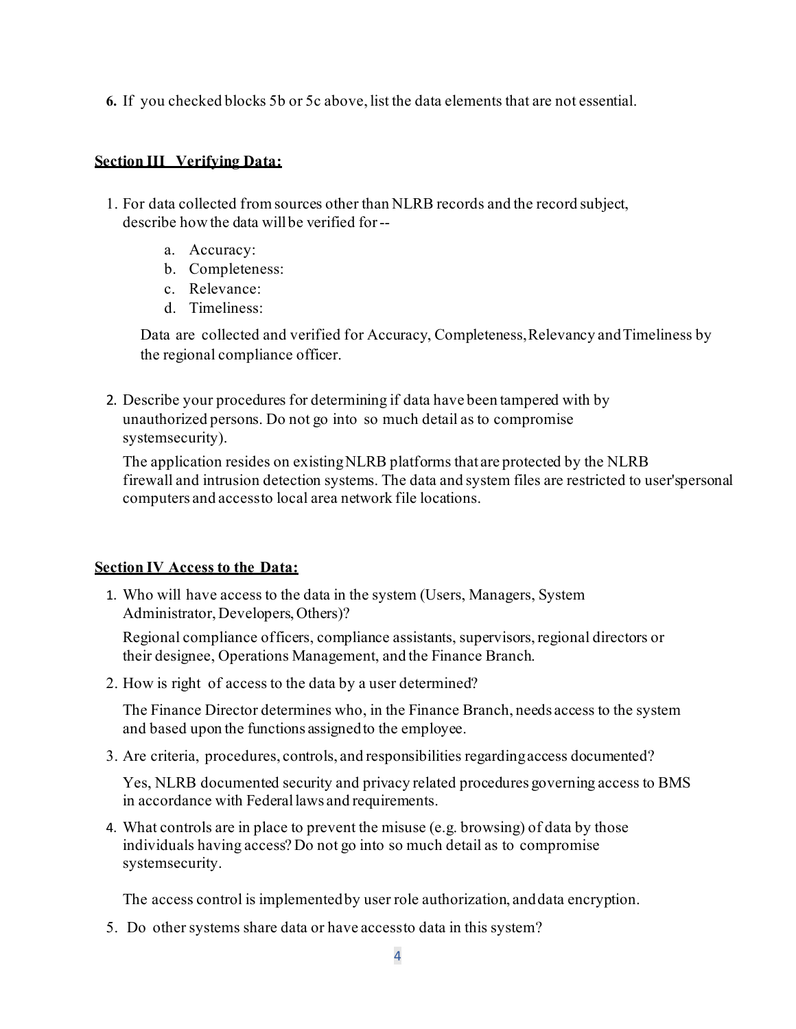**6.** If you checked blocks 5b or 5c above, list the data elements that are not essential.

**Section III Verifying Data:**

1. For data collected from sources other than NLRB records and the record subject, describe how the data will be verified for --

    a. Accuracy:
    b. Completeness:
    c. Relevance:
    d. Timeliness:

    Data are collected and verified for Accuracy, Completeness, Relevancy and Timeliness by the regional compliance officer.

2. Describe your procedures for determining if data have been tampered with by unauthorized persons. Do not go into so much detail as to compromise systemsecurity).

    The application resides on existing NLRB platforms that are protected by the NLRB firewall and intrusion detection systems. The data and system files are restricted to user'spersonal computers and accessto local area network file locations.

**Section IV Access to the Data:**

1. Who will have access to the data in the system (Users, Managers, System Administrator, Developers, Others)?

    Regional compliance officers, compliance assistants, supervisors, regional directors or their designee, Operations Management, and the Finance Branch.

2. How is right of access to the data by a user determined?

    The Finance Director determines who, in the Finance Branch, needs access to the system and based upon the functions assigned to the employee.

3. Are criteria, procedures, controls, and responsibilities regarding access documented?

    Yes, NLRB documented security and privacy related procedures governing access to BMS in accordance with Federal laws and requirements.

4. What controls are in place to prevent the misuse (e.g. browsing) of data by those individuals having access? Do not go into so much detail as to compromise systemsecurity.

    The access control is implemented by user role authorization, and data encryption.

5. Do other systems share data or have accessto data in this system?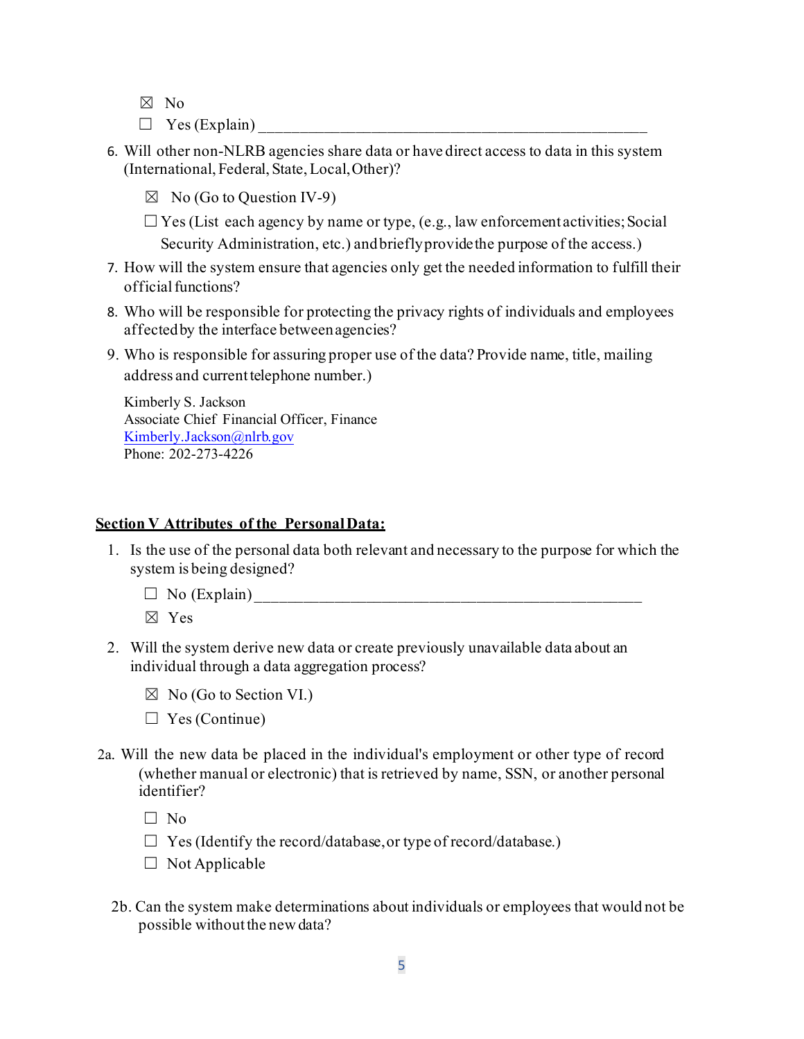☒ No

☐ Yes (Explain) ___________________________________________________

6. Will other non-NLRB agencies share data or have direct access to data in this system (International, Federal, State, Local, Other)?

   ☒ No (Go to Question IV-9)

   ☐ Yes (List each agency by name or type, (e.g., law enforcement activities; Social Security Administration, etc.) and briefly provide the purpose of the access.)

7. How will the system ensure that agencies only get the needed information to fulfill their official functions?

8. Who will be responsible for protecting the privacy rights of individuals and employees affected by the interface between agencies?

9. Who is responsible for assuring proper use of the data? Provide name, title, mailing address and current telephone number.)

   Kimberly S. Jackson
   Associate Chief Financial Officer, Finance
   Kimberly.Jackson@nlrb.gov
   Phone: 202-273-4226

**Section V Attributes of the Personal Data:**

1. Is the use of the personal data both relevant and necessary to the purpose for which the system is being designed?

   ☐ No (Explain) ___________________________________________________

   ☒ Yes

2. Will the system derive new data or create previously unavailable data about an individual through a data aggregation process?

   ☒ No (Go to Section VI.)

   ☐ Yes (Continue)

2a. Will the new data be placed in the individual's employment or other type of record (whether manual or electronic) that is retrieved by name, SSN, or another personal identifier?

   ☐ No

   ☐ Yes (Identify the record/database, or type of record/database.)

   ☐ Not Applicable

2b. Can the system make determinations about individuals or employees that would not be possible without the new data?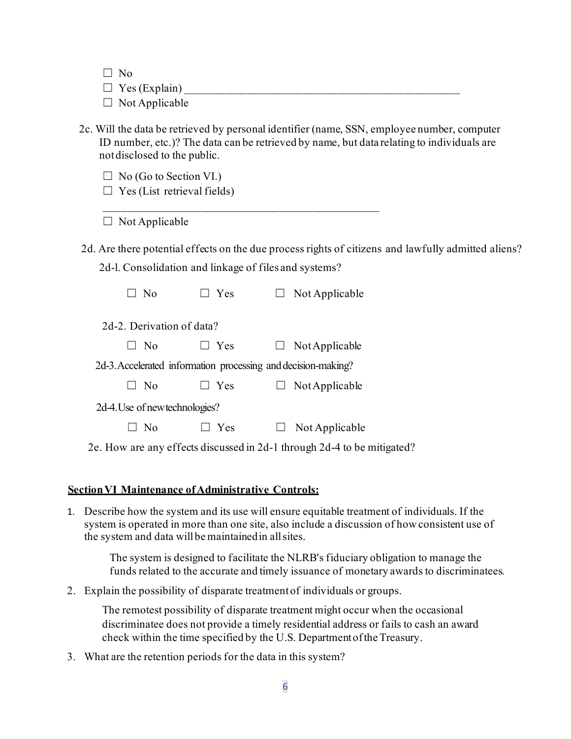☐ No
☐ Yes (Explain) ___________________________________________________
☐ Not Applicable

2c. Will the data be retrieved by personal identifier (name, SSN, employee number, computer ID number, etc.)? The data can be retrieved by name, but data relating to individuals are not disclosed to the public.

☐ No (Go to Section VI.)
☐ Yes (List retrieval fields)

___________________________________________________

☐ Not Applicable

2d. Are there potential effects on the due process rights of citizens and lawfully admitted aliens?

2d-l. Consolidation and linkage of files and systems?

☐ No ☐ Yes ☐ Not Applicable

2d-2. Derivation of data?

☐ No ☐ Yes ☐ Not Applicable

2d-3. Accelerated information processing and decision-making?

☐ No ☐ Yes ☐ Not Applicable

2d-4. Use of new technologies?

☐ No ☐ Yes ☐ Not Applicable

2e. How are any effects discussed in 2d-1 through 2d-4 to be mitigated?

**Section VI Maintenance of Administrative Controls:**

1. Describe how the system and its use will ensure equitable treatment of individuals. If the system is operated in more than one site, also include a discussion of how consistent use of the system and data will be maintained in all sites.

   The system is designed to facilitate the NLRB's fiduciary obligation to manage the funds related to the accurate and timely issuance of monetary awards to discriminatees.

2. Explain the possibility of disparate treatment of individuals or groups.

   The remotest possibility of disparate treatment might occur when the occasional discriminatee does not provide a timely residential address or fails to cash an award check within the time specified by the U.S. Department of the Treasury.

3. What are the retention periods for the data in this system?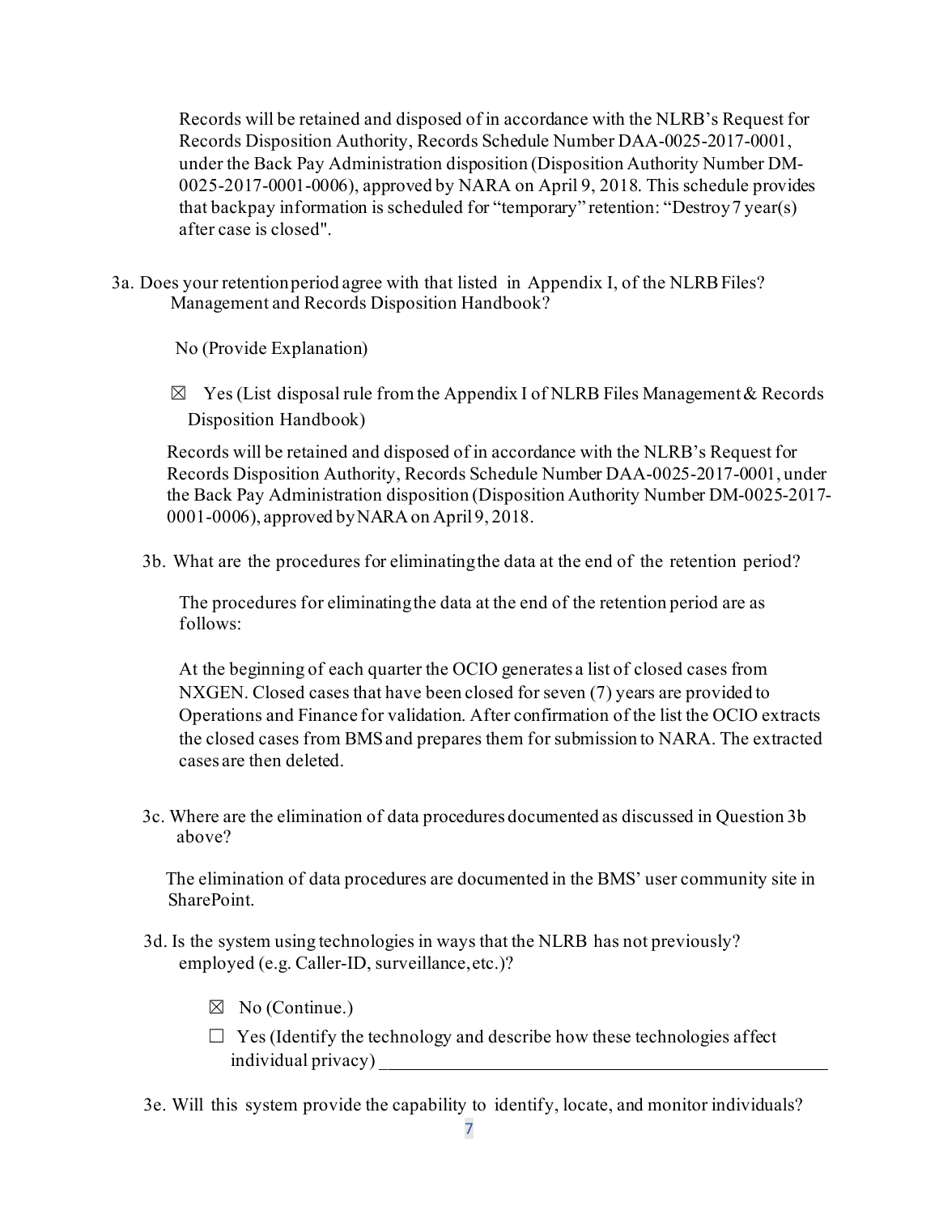Records will be retained and disposed of in accordance with the NLRB's Request for Records Disposition Authority, Records Schedule Number DAA-0025-2017-0001, under the Back Pay Administration disposition (Disposition Authority Number DM-0025-2017-0001-0006), approved by NARA on April 9, 2018. This schedule provides that backpay information is scheduled for "temporary" retention: "Destroy 7 year(s) after case is closed".

3a. Does your retention period agree with that listed in Appendix I, of the NLRB Files? Management and Records Disposition Handbook?

No (Provide Explanation)

☒ Yes (List disposal rule from the Appendix I of NLRB Files Management & Records Disposition Handbook)

Records will be retained and disposed of in accordance with the NLRB's Request for Records Disposition Authority, Records Schedule Number DAA-0025-2017-0001, under the Back Pay Administration disposition (Disposition Authority Number DM-0025-2017-0001-0006), approved by NARA on April 9, 2018.

3b. What are the procedures for eliminating the data at the end of the retention period?

The procedures for eliminating the data at the end of the retention period are as follows:

At the beginning of each quarter the OCIO generates a list of closed cases from NXGEN. Closed cases that have been closed for seven (7) years are provided to Operations and Finance for validation. After confirmation of the list the OCIO extracts the closed cases from BMS and prepares them for submission to NARA. The extracted cases are then deleted.

3c. Where are the elimination of data procedures documented as discussed in Question 3b above?

The elimination of data procedures are documented in the BMS' user community site in SharePoint.

3d. Is the system using technologies in ways that the NLRB has not previously? employed (e.g. Caller-ID, surveillance, etc.)?

☒ No (Continue.)

☐ Yes (Identify the technology and describe how these technologies affect individual privacy) ___________________________________________________

3e. Will this system provide the capability to identify, locate, and monitor individuals?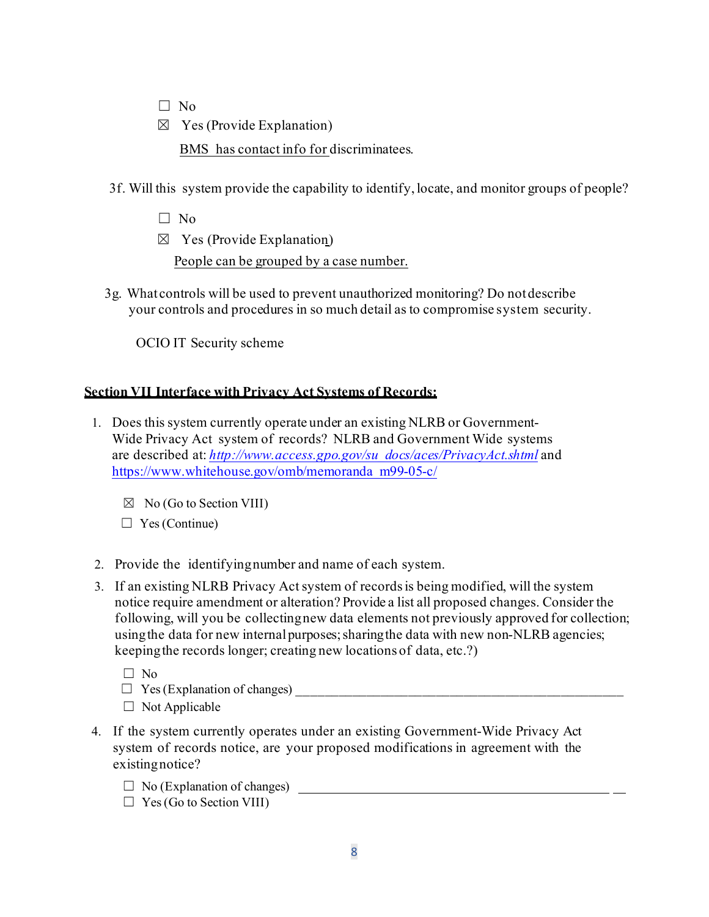☐ No

☒ Yes (Provide Explanation)

BMS has contact info for discriminatees.

3f. Will this system provide the capability to identify, locate, and monitor groups of people?

☐ No

☒ Yes (Provide Explanation)

People can be grouped by a case number.

3g. What controls will be used to prevent unauthorized monitoring? Do not describe your controls and procedures in so much detail as to compromise system security.

OCIO IT Security scheme

## Section VII Interface with Privacy Act Systems of Records:

1. Does this system currently operate under an existing NLRB or Government-Wide Privacy Act system of records? NLRB and Government Wide systems are described at: *http://www.access.gpo.gov/su_docs/aces/PrivacyAct.shtml* and https://www.whitehouse.gov/omb/memoranda_m99-05-c/

   ☒ No (Go to Section VIII)

   ☐ Yes (Continue)

2. Provide the identifying number and name of each system.

3. If an existing NLRB Privacy Act system of records is being modified, will the system notice require amendment or alteration? Provide a list all proposed changes. Consider the following, will you be collecting new data elements not previously approved for collection; using the data for new internal purposes; sharing the data with new non-NLRB agencies; keeping the records longer; creating new locations of data, etc.?)

   ☐ No

   ☐ Yes (Explanation of changes) ____________________________________________________

   ☐ Not Applicable

4. If the system currently operates under an existing Government-Wide Privacy Act system of records notice, are your proposed modifications in agreement with the existing notice?

   ☐ No (Explanation of changes) ______________________________________________ __

   ☐ Yes (Go to Section VIII)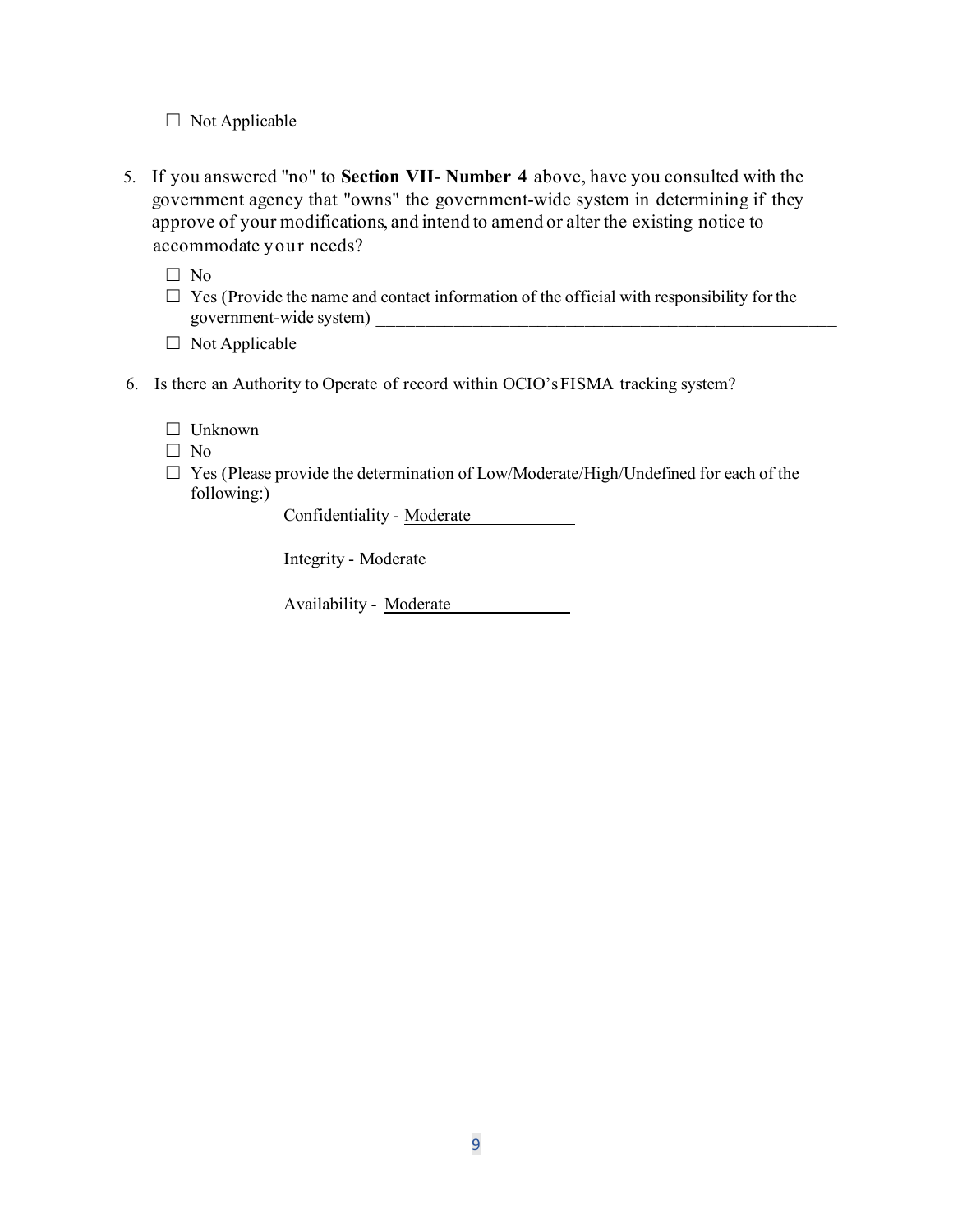☐ Not Applicable

5. If you answered "no" to **Section VII- Number 4** above, have you consulted with the government agency that "owns" the government-wide system in determining if they approve of your modifications, and intend to amend or alter the existing notice to accommodate your needs?

   ☐ No
   ☐ Yes (Provide the name and contact information of the official with responsibility for the government-wide system) ________________________________________________
   ☐ Not Applicable

6. Is there an Authority to Operate of record within OCIO's FISMA tracking system?

   ☐ Unknown
   ☐ No
   ☐ Yes (Please provide the determination of Low/Moderate/High/Undefined for each of the following:)

   Confidentiality - Moderate

   Integrity - Moderate

   Availability - Moderate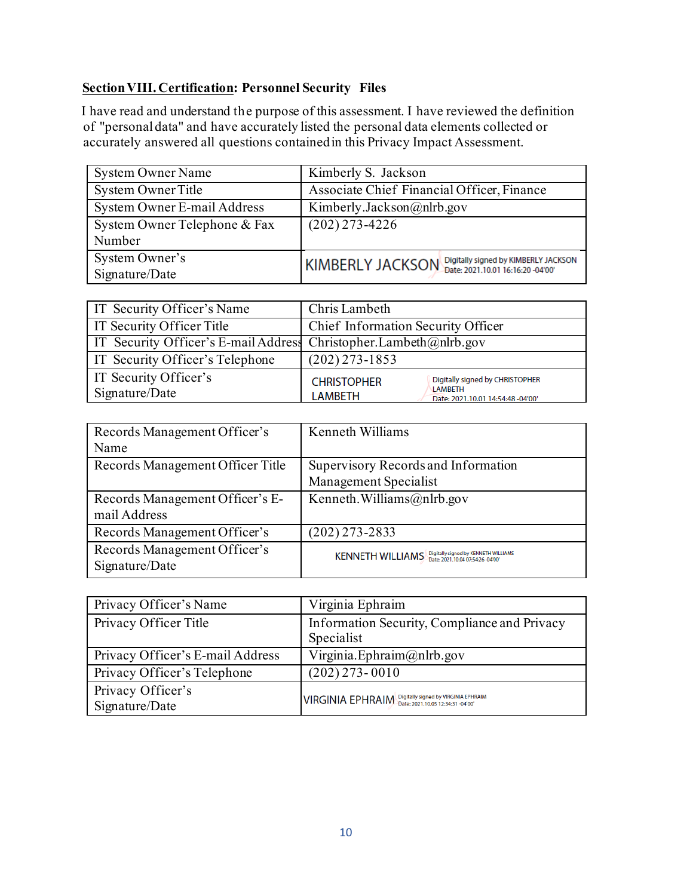**Section VIII. Certification: Personnel Security Files**

I have read and understand the purpose of this assessment. I have reviewed the definition of "personal data" and have accurately listed the personal data elements collected or accurately answered all questions contained in this Privacy Impact Assessment.

| System Owner Name | Kimberly S. Jackson |
|---|---|
| System Owner Title | Associate Chief Financial Officer, Finance |
| System Owner E-mail Address | Kimberly.Jackson@nlrb.gov |
| System Owner Telephone & Fax Number | (202) 273-4226 |
| System Owner's Signature/Date | KIMBERLY JACKSON Digitally signed by KIMBERLY JACKSON Date: 2021.10.01 16:16:20 -04'00' |

| IT Security Officer's Name | Chris Lambeth |
|---|---|
| IT Security Officer Title | Chief Information Security Officer |
| IT Security Officer's E-mail Address | Christopher.Lambeth@nlrb.gov |
| IT Security Officer's Telephone | (202) 273-1853 |
| IT Security Officer's Signature/Date | CHRISTOPHER LAMBETH Digitally signed by CHRISTOPHER LAMBETH Date: 2021.10.01 14:54:48 -04'00' |

| Records Management Officer's Name | Kenneth Williams |
|---|---|
| Records Management Officer Title | Supervisory Records and Information Management Specialist |
| Records Management Officer's E-mail Address | Kenneth.Williams@nlrb.gov |
| Records Management Officer's | (202) 273-2833 |
| Records Management Officer's Signature/Date | KENNETH WILLIAMS Digitally signed by KENNETH WILLIAMS Date: 2021.10.04 07:54:26 -04'00' |

| Privacy Officer's Name | Virginia Ephraim |
|---|---|
| Privacy Officer Title | Information Security, Compliance and Privacy Specialist |
| Privacy Officer's E-mail Address | Virginia.Ephraim@nlrb.gov |
| Privacy Officer's Telephone | (202) 273-0010 |
| Privacy Officer's Signature/Date | VIRGINIA EPHRAIM Digitally signed by VIRGINIA EPHRAIM Date: 2021.10.05 12:34:31 -04'00' |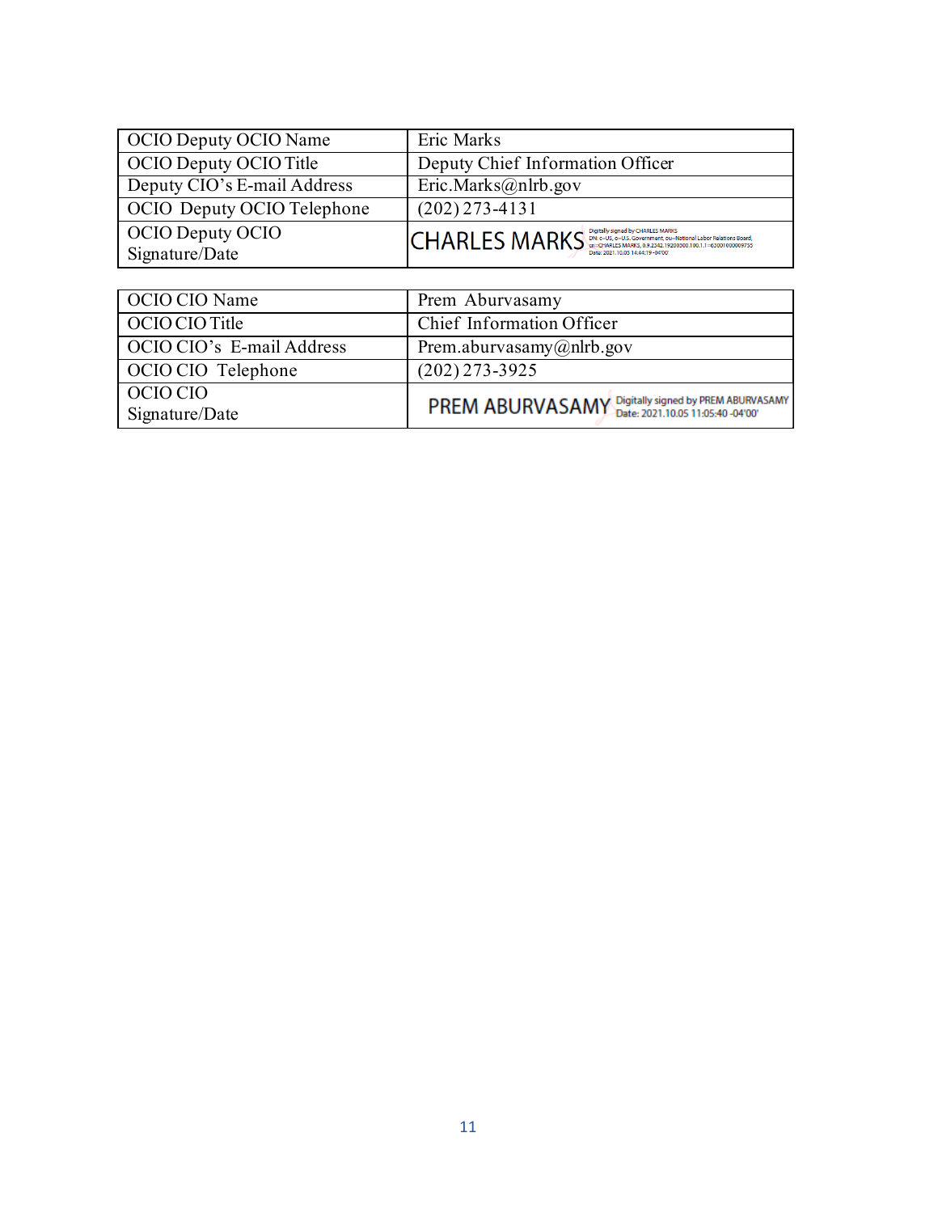| OCIO Deputy OCIO Name | Eric Marks |
|---|---|
| OCIO Deputy OCIO Title | Deputy Chief Information Officer |
| Deputy CIO's E-mail Address | Eric.Marks@nlrb.gov |
| OCIO Deputy OCIO Telephone | (202) 273-4131 |
| OCIO Deputy OCIO Signature/Date | CHARLES MARKS Digitally signed by CHARLES MARKS DN: c=US, o=U.S. Government, ou=National Labor Relations Board, cn=CHARLES MARKS, 0.9.2342.19200300.100.1.1=63001000009755 Date: 2021.10.05 14:44:19 -04'00' |

| OCIO CIO Name | Prem Aburvasamy |
|---|---|
| OCIO CIO Title | Chief Information Officer |
| OCIO CIO's E-mail Address | Prem.aburvasamy@nlrb.gov |
| OCIO CIO Telephone | (202) 273-3925 |
| OCIO CIO Signature/Date | PREM ABURVASAMY Digitally signed by PREM ABURVASAMY Date: 2021.10.05 11:05:40 -04'00' |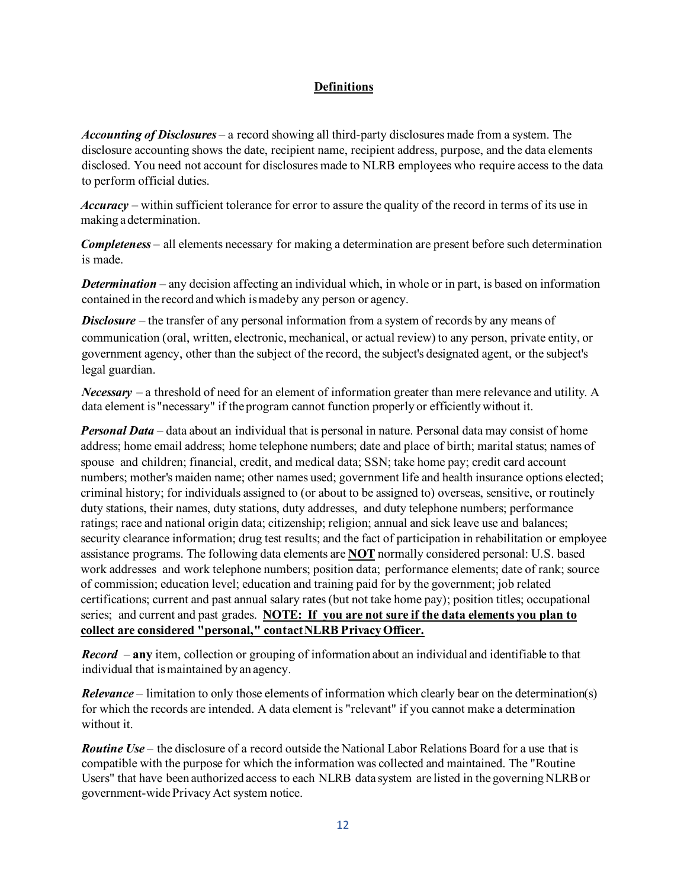## Definitions

***Accounting of Disclosures*** – a record showing all third-party disclosures made from a system. The disclosure accounting shows the date, recipient name, recipient address, purpose, and the data elements disclosed. You need not account for disclosures made to NLRB employees who require access to the data to perform official duties.

***Accuracy*** – within sufficient tolerance for error to assure the quality of the record in terms of its use in making a determination.

***Completeness*** – all elements necessary for making a determination are present before such determination is made.

***Determination*** – any decision affecting an individual which, in whole or in part, is based on information contained in the record and which is made by any person or agency.

***Disclosure*** – the transfer of any personal information from a system of records by any means of communication (oral, written, electronic, mechanical, or actual review) to any person, private entity, or government agency, other than the subject of the record, the subject's designated agent, or the subject's legal guardian.

***Necessary*** – a threshold of need for an element of information greater than mere relevance and utility. A data element is "necessary" if the program cannot function properly or efficiently without it.

***Personal Data*** – data about an individual that is personal in nature. Personal data may consist of home address; home email address; home telephone numbers; date and place of birth; marital status; names of spouse and children; financial, credit, and medical data; SSN; take home pay; credit card account numbers; mother's maiden name; other names used; government life and health insurance options elected; criminal history; for individuals assigned to (or about to be assigned to) overseas, sensitive, or routinely duty stations, their names, duty stations, duty addresses, and duty telephone numbers; performance ratings; race and national origin data; citizenship; religion; annual and sick leave use and balances; security clearance information; drug test results; and the fact of participation in rehabilitation or employee assistance programs. The following data elements are **NOT** normally considered personal: U.S. based work addresses and work telephone numbers; position data; performance elements; date of rank; source of commission; education level; education and training paid for by the government; job related certifications; current and past annual salary rates (but not take home pay); position titles; occupational series; and current and past grades. **NOTE: If you are not sure if the data elements you plan to collect are considered "personal," contact NLRB Privacy Officer.**

***Record*** – **any** item, collection or grouping of information about an individual and identifiable to that individual that is maintained by an agency.

***Relevance*** – limitation to only those elements of information which clearly bear on the determination(s) for which the records are intended. A data element is "relevant" if you cannot make a determination without it.

***Routine Use*** – the disclosure of a record outside the National Labor Relations Board for a use that is compatible with the purpose for which the information was collected and maintained. The "Routine Users" that have been authorized access to each NLRB data system are listed in the governing NLRB or government-wide Privacy Act system notice.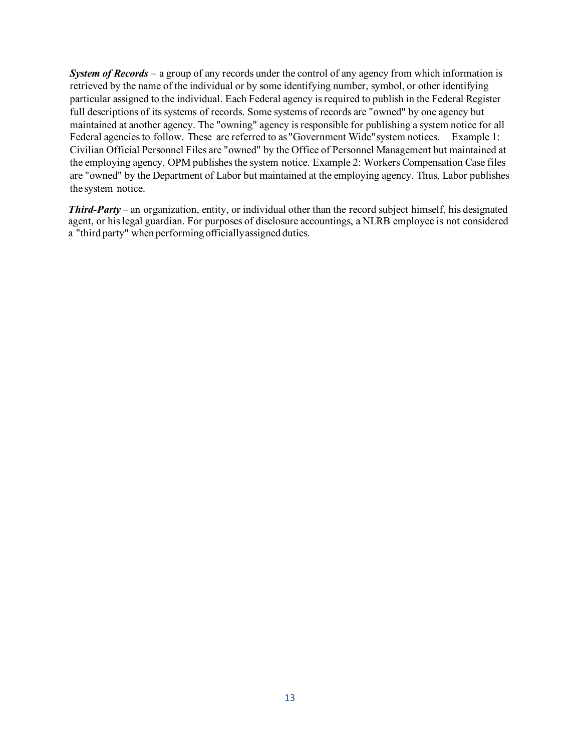***System of Records*** – a group of any records under the control of any agency from which information is retrieved by the name of the individual or by some identifying number, symbol, or other identifying particular assigned to the individual. Each Federal agency is required to publish in the Federal Register full descriptions of its systems of records. Some systems of records are "owned" by one agency but maintained at another agency. The "owning" agency is responsible for publishing a system notice for all Federal agencies to follow. These are referred to as "Government Wide" system notices. Example 1: Civilian Official Personnel Files are "owned" by the Office of Personnel Management but maintained at the employing agency. OPM publishes the system notice. Example 2: Workers Compensation Case files are "owned" by the Department of Labor but maintained at the employing agency. Thus, Labor publishes the system notice.

***Third-Party*** – an organization, entity, or individual other than the record subject himself, his designated agent, or his legal guardian. For purposes of disclosure accountings, a NLRB employee is not considered a "third party" when performing officially assigned duties.